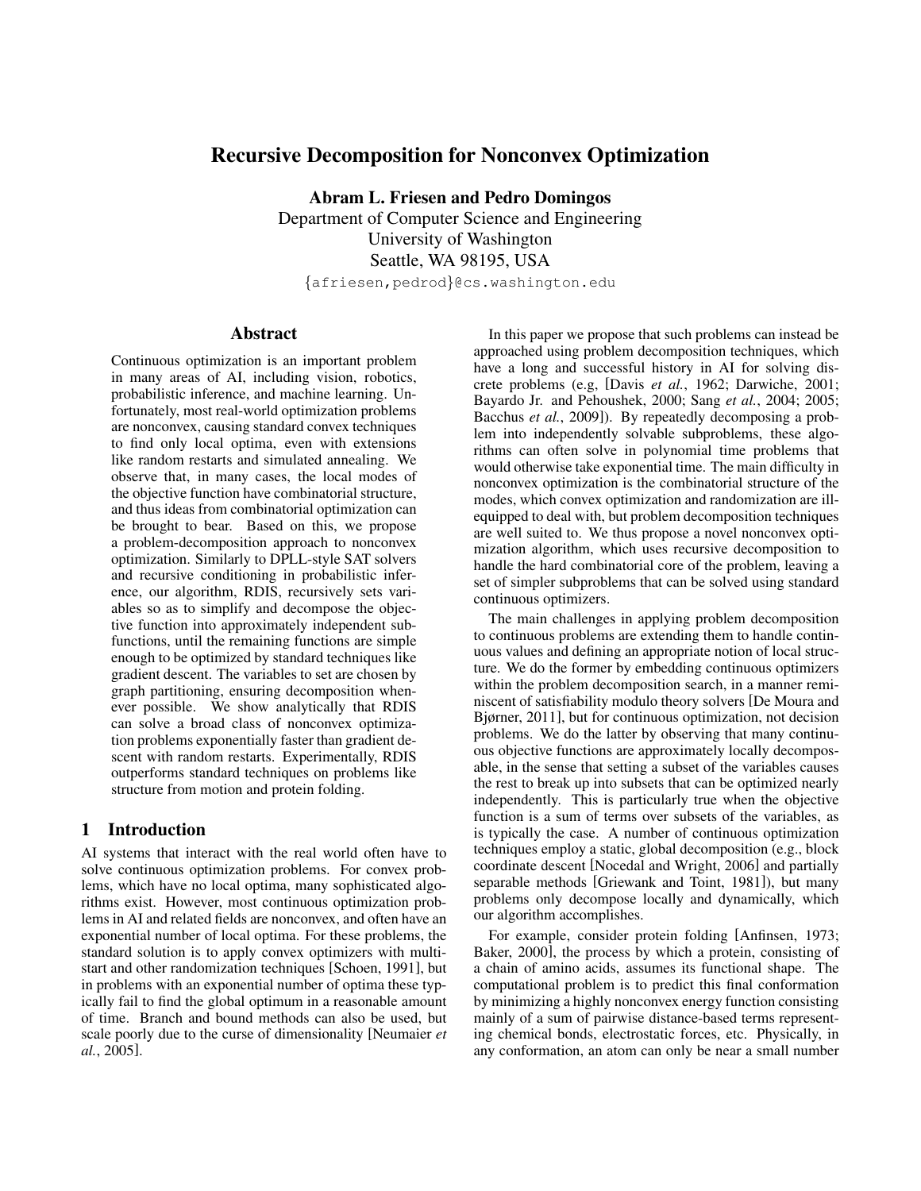# Recursive Decomposition for Nonconvex Optimization

**Abram L. Friesen and Pedro Domingos**
Department of Computer Science and Engineering
University of Washington
Seattle, WA 98195, USA
{afriesen,pedrod}@cs.washington.edu

## Abstract

Continuous optimization is an important problem in many areas of AI, including vision, robotics, probabilistic inference, and machine learning. Unfortunately, most real-world optimization problems are nonconvex, causing standard convex techniques to find only local optima, even with extensions like random restarts and simulated annealing. We observe that, in many cases, the local modes of the objective function have combinatorial structure, and thus ideas from combinatorial optimization can be brought to bear. Based on this, we propose a problem-decomposition approach to nonconvex optimization. Similarly to DPLL-style SAT solvers and recursive conditioning in probabilistic inference, our algorithm, RDIS, recursively sets variables so as to simplify and decompose the objective function into approximately independent subfunctions, until the remaining functions are simple enough to be optimized by standard techniques like gradient descent. The variables to set are chosen by graph partitioning, ensuring decomposition whenever possible. We show analytically that RDIS can solve a broad class of nonconvex optimization problems exponentially faster than gradient descent with random restarts. Experimentally, RDIS outperforms standard techniques on problems like structure from motion and protein folding.

## 1 Introduction

AI systems that interact with the real world often have to solve continuous optimization problems. For convex problems, which have no local optima, many sophisticated algorithms exist. However, most continuous optimization problems in AI and related fields are nonconvex, and often have an exponential number of local optima. For these problems, the standard solution is to apply convex optimizers with multi-start and other randomization techniques [Schoen, 1991], but in problems with an exponential number of optima these typically fail to find the global optimum in a reasonable amount of time. Branch and bound methods can also be used, but scale poorly due to the curse of dimensionality [Neumaier *et al.*, 2005].

In this paper we propose that such problems can instead be approached using problem decomposition techniques, which have a long and successful history in AI for solving discrete problems (e.g, [Davis *et al.*, 1962; Darwiche, 2001; Bayardo Jr. and Pehoushek, 2000; Sang *et al.*, 2004; 2005; Bacchus *et al.*, 2009]). By repeatedly decomposing a problem into independently solvable subproblems, these algorithms can often solve in polynomial time problems that would otherwise take exponential time. The main difficulty in nonconvex optimization is the combinatorial structure of the modes, which convex optimization and randomization are ill-equipped to deal with, but problem decomposition techniques are well suited to. We thus propose a novel nonconvex optimization algorithm, which uses recursive decomposition to handle the hard combinatorial core of the problem, leaving a set of simpler subproblems that can be solved using standard continuous optimizers.

The main challenges in applying problem decomposition to continuous problems are extending them to handle continuous values and defining an appropriate notion of local structure. We do the former by embedding continuous optimizers within the problem decomposition search, in a manner reminiscent of satisfiability modulo theory solvers [De Moura and Bjørner, 2011], but for continuous optimization, not decision problems. We do the latter by observing that many continuous objective functions are approximately locally decomposable, in the sense that setting a subset of the variables causes the rest to break up into subsets that can be optimized nearly independently. This is particularly true when the objective function is a sum of terms over subsets of the variables, as is typically the case. A number of continuous optimization techniques employ a static, global decomposition (e.g., block coordinate descent [Nocedal and Wright, 2006] and partially separable methods [Griewank and Toint, 1981]), but many problems only decompose locally and dynamically, which our algorithm accomplishes.

For example, consider protein folding [Anfinsen, 1973; Baker, 2000], the process by which a protein, consisting of a chain of amino acids, assumes its functional shape. The computational problem is to predict this final conformation by minimizing a highly nonconvex energy function consisting mainly of a sum of pairwise distance-based terms representing chemical bonds, electrostatic forces, etc. Physically, in any conformation, an atom can only be near a small number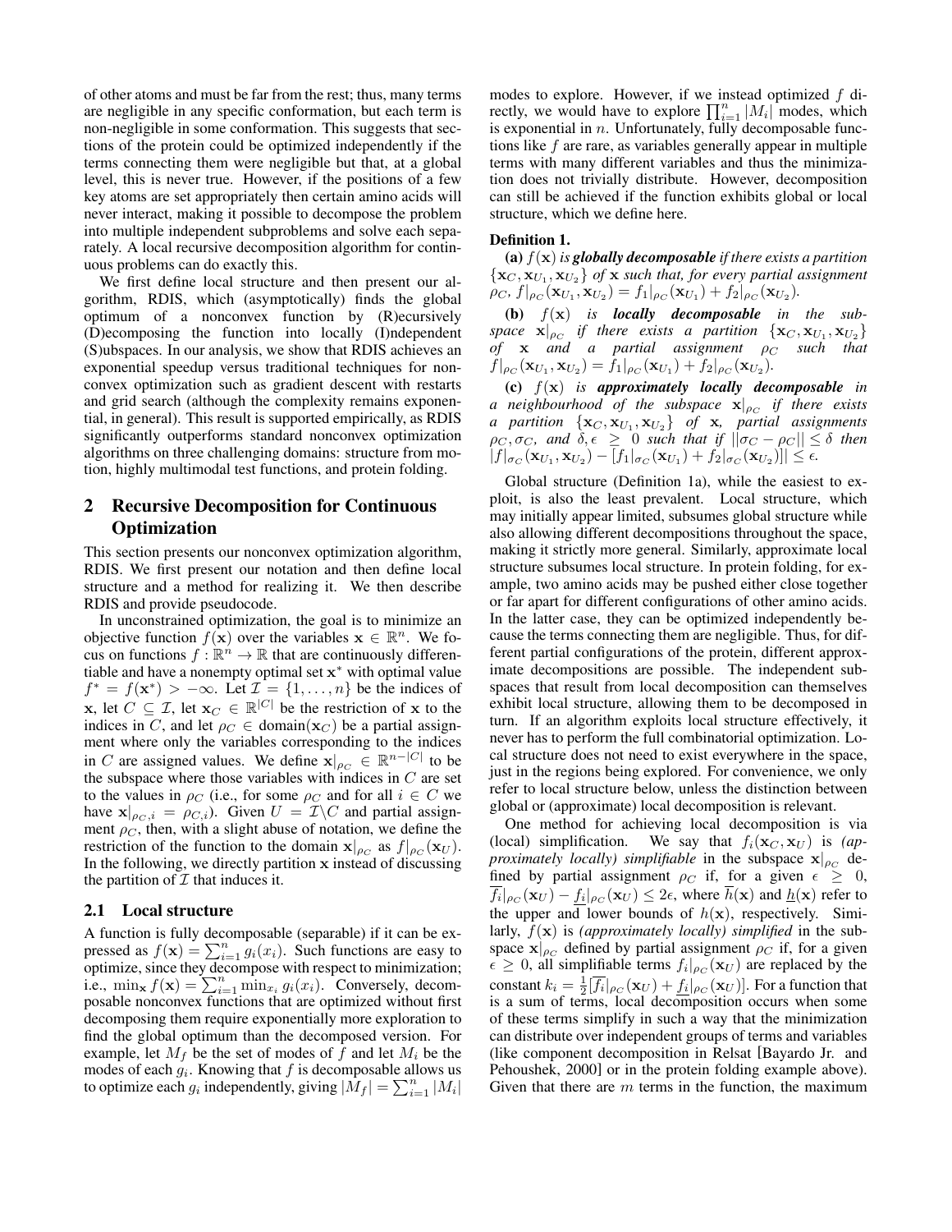of other atoms and must be far from the rest; thus, many terms are negligible in any specific conformation, but each term is non-negligible in some conformation. This suggests that sections of the protein could be optimized independently if the terms connecting them were negligible but that, at a global level, this is never true. However, if the positions of a few key atoms are set appropriately then certain amino acids will never interact, making it possible to decompose the problem into multiple independent subproblems and solve each separately. A local recursive decomposition algorithm for continuous problems can do exactly this.

We first define local structure and then present our algorithm, RDIS, which (asymptotically) finds the global optimum of a nonconvex function by (R)ecursively (D)ecomposing the function into locally (I)ndependent (S)ubspaces. In our analysis, we show that RDIS achieves an exponential speedup versus traditional techniques for nonconvex optimization such as gradient descent with restarts and grid search (although the complexity remains exponential, in general). This result is supported empirically, as RDIS significantly outperforms standard nonconvex optimization algorithms on three challenging domains: structure from motion, highly multimodal test functions, and protein folding.

## 2 Recursive Decomposition for Continuous Optimization

This section presents our nonconvex optimization algorithm, RDIS. We first present our notation and then define local structure and a method for realizing it. We then describe RDIS and provide pseudocode.

In unconstrained optimization, the goal is to minimize an objective function $f(\mathbf{x})$ over the variables $\mathbf{x} \in \mathbb{R}^n$. We focus on functions $f : \mathbb{R}^n \to \mathbb{R}$ that are continuously differentiable and have a nonempty optimal set $\mathbf{x}^*$ with optimal value $f^* = f(\mathbf{x}^*) > -\infty$. Let $\mathcal{I} = \{1, \ldots, n\}$ be the indices of $\mathbf{x}$, let $C \subseteq \mathcal{I}$, let $\mathbf{x}_C \in \mathbb{R}^{|C|}$ be the restriction of $\mathbf{x}$ to the indices in $C$, and let $\rho_C \in \text{domain}(\mathbf{x}_C)$ be a partial assignment where only the variables corresponding to the indices in $C$ are assigned values. We define $\mathbf{x}|_{\rho_C} \in \mathbb{R}^{n-|C|}$ to be the subspace where those variables with indices in $C$ are set to the values in $\rho_C$ (i.e., for some $\rho_C$ and for all $i \in C$ we have $\mathbf{x}|_{\rho_C,i} = \rho_{C,i}$). Given $U = \mathcal{I} \backslash C$ and partial assignment $\rho_C$, then, with a slight abuse of notation, we define the restriction of the function to the domain $\mathbf{x}|_{\rho_C}$ as $f|_{\rho_C}(\mathbf{x}_U)$. In the following, we directly partition $\mathbf{x}$ instead of discussing the partition of $\mathcal{I}$ that induces it.

### 2.1 Local structure

A function is fully decomposable (separable) if it can be expressed as $f(\mathbf{x}) = \sum_{i=1}^{n} g_i(x_i)$. Such functions are easy to optimize, since they decompose with respect to minimization; i.e., $\min_{\mathbf{x}} f(\mathbf{x}) = \sum_{i=1}^{n} \min_{x_i} g_i(x_i)$. Conversely, decomposable nonconvex functions that are optimized without first decomposing them require exponentially more exploration to find the global optimum than the decomposed version. For example, let $M_f$ be the set of modes of $f$ and let $M_i$ be the modes of each $g_i$. Knowing that $f$ is decomposable allows us to optimize each $g_i$ independently, giving $|M_f| = \sum_{i=1}^{n} |M_i|$ modes to explore. However, if we instead optimized $f$ directly, we would have to explore $\prod_{i=1}^{n} |M_i|$ modes, which is exponential in $n$. Unfortunately, fully decomposable functions like $f$ are rare, as variables generally appear in multiple terms with many different variables and thus the minimization does not trivially distribute. However, decomposition can still be achieved if the function exhibits global or local structure, which we define here.

**Definition 1.**

**(a)** *$f(\mathbf{x})$ is* ***globally decomposable*** *if there exists a partition $\{\mathbf{x}_C, \mathbf{x}_{U_1}, \mathbf{x}_{U_2}\}$ of $\mathbf{x}$ such that, for every partial assignment $\rho_C$, $f|_{\rho_C}(\mathbf{x}_{U_1}, \mathbf{x}_{U_2}) = f_1|_{\rho_C}(\mathbf{x}_{U_1}) + f_2|_{\rho_C}(\mathbf{x}_{U_2})$.*

**(b)** *$f(\mathbf{x})$ is* ***locally decomposable*** *in the subspace $\mathbf{x}|_{\rho_C}$ if there exists a partition $\{\mathbf{x}_C, \mathbf{x}_{U_1}, \mathbf{x}_{U_2}\}$ of $\mathbf{x}$ and a partial assignment $\rho_C$ such that $f|_{\rho_C}(\mathbf{x}_{U_1}, \mathbf{x}_{U_2}) = f_1|_{\rho_C}(\mathbf{x}_{U_1}) + f_2|_{\rho_C}(\mathbf{x}_{U_2})$.*

**(c)** *$f(\mathbf{x})$ is* ***approximately locally decomposable*** *in a neighbourhood of the subspace $\mathbf{x}|_{\rho_C}$ if there exists a partition $\{\mathbf{x}_C, \mathbf{x}_{U_1}, \mathbf{x}_{U_2}\}$ of $\mathbf{x}$, partial assignments $\rho_C, \sigma_C$, and $\delta, \epsilon \geq 0$ such that if $||\sigma_C - \rho_C|| \leq \delta$ then $|f|_{\sigma_C}(\mathbf{x}_{U_1}, \mathbf{x}_{U_2}) - [f_1|_{\sigma_C}(\mathbf{x}_{U_1}) + f_2|_{\sigma_C}(\mathbf{x}_{U_2})]| \leq \epsilon$.*

Global structure (Definition 1a), while the easiest to exploit, is also the least prevalent. Local structure, which may initially appear limited, subsumes global structure while also allowing different decompositions throughout the space, making it strictly more general. Similarly, approximate local structure subsumes local structure. In protein folding, for example, two amino acids may be pushed either close together or far apart for different configurations of other amino acids. In the latter case, they can be optimized independently because the terms connecting them are negligible. Thus, for different partial configurations of the protein, different approximate decompositions are possible. The independent subspaces that result from local decomposition can themselves exhibit local structure, allowing them to be decomposed in turn. If an algorithm exploits local structure effectively, it never has to perform the full combinatorial optimization. Local structure does not need to exist everywhere in the space, just in the regions being explored. For convenience, we only refer to local structure below, unless the distinction between global or (approximate) local decomposition is relevant.

One method for achieving local decomposition is via (local) simplification. We say that $f_i(\mathbf{x}_C, \mathbf{x}_U)$ is *(approximately locally) simplifiable* in the subspace $\mathbf{x}|_{\rho_C}$ defined by partial assignment $\rho_C$ if, for a given $\epsilon \geq 0$, $\overline{f_i}|_{\rho_C}(\mathbf{x}_U) - \underline{f_i}|_{\rho_C}(\mathbf{x}_U) \leq 2\epsilon$, where $\overline{h}(\mathbf{x})$ and $\underline{h}(\mathbf{x})$ refer to the upper and lower bounds of $h(\mathbf{x})$, respectively. Similarly, $f(\mathbf{x})$ is *(approximately locally) simplified* in the subspace $\mathbf{x}|_{\rho_C}$ defined by partial assignment $\rho_C$ if, for a given $\epsilon \geq 0$, all simplifiable terms $f_i|_{\rho_C}(\mathbf{x}_U)$ are replaced by the constant $k_i = \frac{1}{2}[\overline{f_i}|_{\rho_C}(\mathbf{x}_U) + \underline{f_i}|_{\rho_C}(\mathbf{x}_U)]$. For a function that is a sum of terms, local decomposition occurs when some of these terms simplify in such a way that the minimization can distribute over independent groups of terms and variables (like component decomposition in Relsat [Bayardo Jr. and Pehoushek, 2000] or in the protein folding example above). Given that there are $m$ terms in the function, the maximum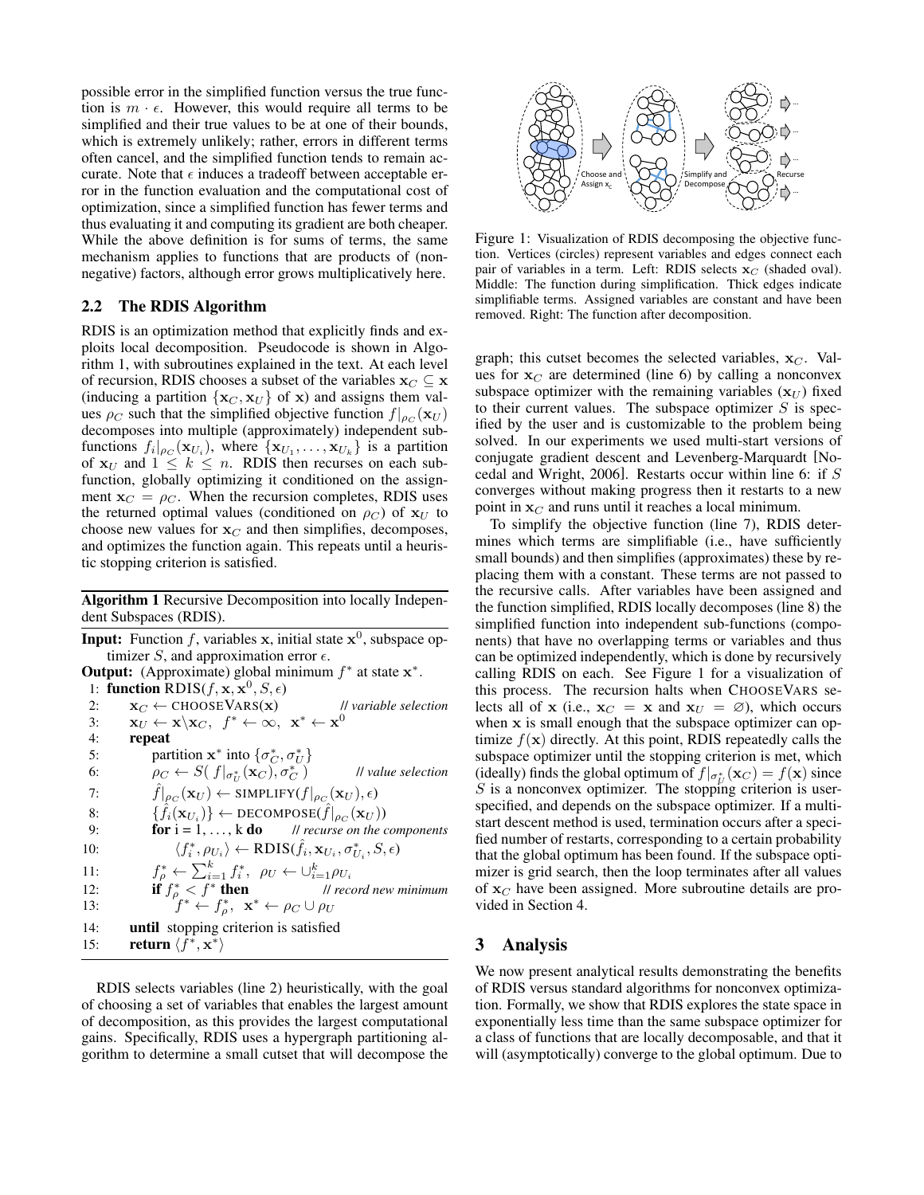possible error in the simplified function versus the true function is $m \cdot \epsilon$. However, this would require all terms to be simplified and their true values to be at one of their bounds, which is extremely unlikely; rather, errors in different terms often cancel, and the simplified function tends to remain accurate. Note that $\epsilon$ induces a tradeoff between acceptable error in the function evaluation and the computational cost of optimization, since a simplified function has fewer terms and thus evaluating it and computing its gradient are both cheaper. While the above definition is for sums of terms, the same mechanism applies to functions that are products of (non-negative) factors, although error grows multiplicatively here.

## 2.2 The RDIS Algorithm

RDIS is an optimization method that explicitly finds and exploits local decomposition. Pseudocode is shown in Algorithm 1, with subroutines explained in the text. At each level of recursion, RDIS chooses a subset of the variables $\mathbf{x}_C \subseteq \mathbf{x}$ (inducing a partition $\{\mathbf{x}_C, \mathbf{x}_U\}$ of $\mathbf{x}$) and assigns them values $\rho_C$ such that the simplified objective function $f|_{\rho_C}(\mathbf{x}_U)$ decomposes into multiple (approximately) independent sub-functions $f_i|_{\rho_C}(\mathbf{x}_{U_i})$, where $\{\mathbf{x}_{U_1}, \ldots, \mathbf{x}_{U_k}\}$ is a partition of $\mathbf{x}_U$ and $1 \leq k \leq n$. RDIS then recurses on each sub-function, globally optimizing it conditioned on the assignment $\mathbf{x}_C = \rho_C$. When the recursion completes, RDIS uses the returned optimal values (conditioned on $\rho_C$) of $\mathbf{x}_U$ to choose new values for $\mathbf{x}_C$ and then simplifies, decomposes, and optimizes the function again. This repeats until a heuristic stopping criterion is satisfied.

**Algorithm 1** Recursive Decomposition into locally Independent Subspaces (RDIS).

**Input:** Function $f$, variables $\mathbf{x}$, initial state $\mathbf{x}^0$, subspace optimizer $S$, and approximation error $\epsilon$.
**Output:** (Approximate) global minimum $f^*$ at state $\mathbf{x}^*$.

```
1:  function RDIS(f, x, x^0, S, ε)
2:      x_C ← CHOOSEVARS(x)                          // variable selection
3:      x_U ← x\x_C,  f* ← ∞,  x* ← x^0
4:      repeat
5:          partition x* into {σ*_C, σ*_U}
6:          ρ_C ← S( f|σ*_U(x_C), σ*_C )              // value selection
7:          f̂|ρ_C(x_U) ← SIMPLIFY(f|ρ_C(x_U), ε)
8:          {f̂_i(x_U_i)} ← DECOMPOSE(f̂|ρ_C(x_U))
9:          for i = 1, ..., k do                      // recurse on the components
10:             ⟨f*_i, ρ_U_i⟩ ← RDIS(f̂_i, x_U_i, σ*_U_i, S, ε)
11:         f*_ρ ← Σ_{i=1}^k f*_i,  ρ_U ← ∪_{i=1}^k ρ_U_i
12:         if f*_ρ < f* then                         // record new minimum
13:             f* ← f*_ρ,  x* ← ρ_C ∪ ρ_U
14:     until stopping criterion is satisfied
15:     return ⟨f*, x*⟩
```

RDIS selects variables (line 2) heuristically, with the goal of choosing a set of variables that enables the largest amount of decomposition, as this provides the largest computational gains. Specifically, RDIS uses a hypergraph partitioning algorithm to determine a small cutset that will decompose the graph; this cutset becomes the selected variables, $\mathbf{x}_C$. Values for $\mathbf{x}_C$ are determined (line 6) by calling a nonconvex subspace optimizer with the remaining variables ($\mathbf{x}_U$) fixed to their current values. The subspace optimizer $S$ is specified by the user and is customizable to the problem being solved. In our experiments we used multi-start versions of conjugate gradient descent and Levenberg-Marquardt [Nocedal and Wright, 2006]. Restarts occur within line 6: if $S$ converges without making progress then it restarts to a new point in $\mathbf{x}_C$ and runs until it reaches a local minimum.

To simplify the objective function (line 7), RDIS determines which terms are simplifiable (i.e., have sufficiently small bounds) and then simplifies (approximates) these by replacing them with a constant. These terms are not passed to the recursive calls. After variables have been assigned and the function simplified, RDIS locally decomposes (line 8) the simplified function into independent sub-functions (components) that have no overlapping terms or variables and thus can be optimized independently, which is done by recursively calling RDIS on each. See Figure 1 for a visualization of this process. The recursion halts when CHOOSEVARS selects all of $\mathbf{x}$ (i.e., $\mathbf{x}_C = \mathbf{x}$ and $\mathbf{x}_U = \varnothing$), which occurs when $\mathbf{x}$ is small enough that the subspace optimizer can optimize $f(\mathbf{x})$ directly. At this point, RDIS repeatedly calls the subspace optimizer until the stopping criterion is met, which (ideally) finds the global optimum of $f|_{\sigma_U^*}(\mathbf{x}_C) = f(\mathbf{x})$ since $S$ is a nonconvex optimizer. The stopping criterion is user-specified, and depends on the subspace optimizer. If a multi-start descent method is used, termination occurs after a specified number of restarts, corresponding to a certain probability that the global optimum has been found. If the subspace optimizer is grid search, then the loop terminates after all values of $\mathbf{x}_C$ have been assigned. More subroutine details are provided in Section 4.

Figure 1: Visualization of RDIS decomposing the objective function. Vertices (circles) represent variables and edges connect each pair of variables in a term. Left: RDIS selects $\mathbf{x}_C$ (shaded oval). Middle: The function during simplification. Thick edges indicate simplifiable terms. Assigned variables are constant and have been removed. Right: The function after decomposition.

# 3 Analysis

We now present analytical results demonstrating the benefits of RDIS versus standard algorithms for nonconvex optimization. Formally, we show that RDIS explores the state space in exponentially less time than the same subspace optimizer for a class of functions that are locally decomposable, and that it will (asymptotically) converge to the global optimum. Due to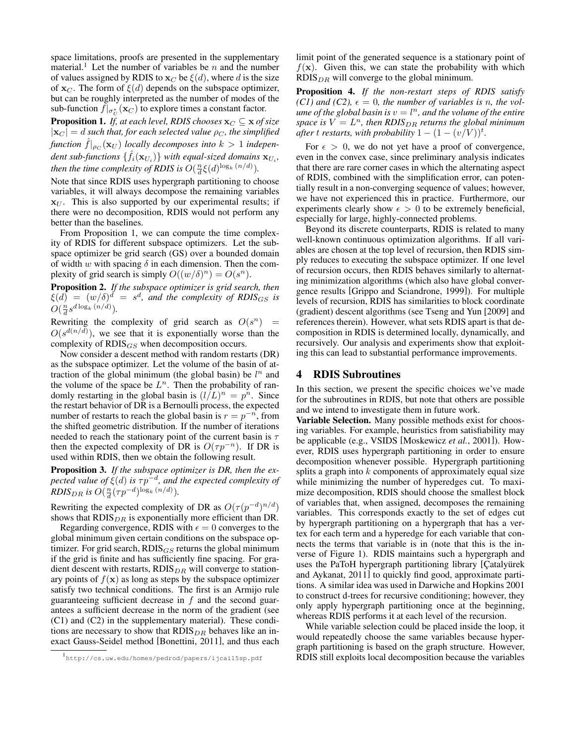space limitations, proofs are presented in the supplementary material.[1] Let the number of variables be $n$ and the number of values assigned by RDIS to $\mathbf{x}_C$ be $\xi(d)$, where $d$ is the size of $\mathbf{x}_C$. The form of $\xi(d)$ depends on the subspace optimizer, but can be roughly interpreted as the number of modes of the sub-function $\hat{f}|_{\sigma^*_U}(\mathbf{x}_C)$ to explore times a constant factor.

**Proposition 1.** *If, at each level, RDIS chooses $\mathbf{x}_C \subseteq \mathbf{x}$ of size $|\mathbf{x}_C| = d$ such that, for each selected value $\rho_C$, the simplified function $\hat{f}|_{\rho_C}(\mathbf{x}_U)$ locally decomposes into $k > 1$ independent sub-functions $\{\hat{f}_i(\mathbf{x}_{U_i})\}$ with equal-sized domains $\mathbf{x}_{U_i}$, then the time complexity of RDIS is $O(\frac{n}{d}\xi(d)^{\log_k(n/d)})$.*

Note that since RDIS uses hypergraph partitioning to choose variables, it will always decompose the remaining variables $\mathbf{x}_U$. This is also supported by our experimental results; if there were no decomposition, RDIS would not perform any better than the baselines.

From Proposition 1, we can compute the time complexity of RDIS for different subspace optimizers. Let the subspace optimizer be grid search (GS) over a bounded domain of width $w$ with spacing $\delta$ in each dimension. Then the complexity of grid search is simply $O((w/\delta)^n) = O(s^n)$.

**Proposition 2.** *If the subspace optimizer is grid search, then $\xi(d) = (w/\delta)^d = s^d$, and the complexity of RDIS$_{GS}$ is $O(\frac{n}{d}s^{d\log_k(n/d)})$.*

Rewriting the complexity of grid search as $O(s^n) = O(s^{d(n/d)})$, we see that it is exponentially worse than the complexity of RDIS$_{GS}$ when decomposition occurs.

Now consider a descent method with random restarts (DR) as the subspace optimizer. Let the volume of the basin of attraction of the global minimum (the global basin) be $l^n$ and the volume of the space be $L^n$. Then the probability of randomly restarting in the global basin is $(l/L)^n = p^n$. Since the restart behavior of DR is a Bernoulli process, the expected number of restarts to reach the global basin is $r = p^{-n}$, from the shifted geometric distribution. If the number of iterations needed to reach the stationary point of the current basin is $\tau$ then the expected complexity of DR is $O(\tau p^{-n})$. If DR is used within RDIS, then we obtain the following result.

**Proposition 3.** *If the subspace optimizer is DR, then the expected value of $\xi(d)$ is $\tau p^{-d}$, and the expected complexity of RDIS$_{DR}$ is $O(\frac{n}{d}(\tau p^{-d})^{\log_k(n/d)})$.*

Rewriting the expected complexity of DR as $O(\tau(p^{-d})^{n/d})$ shows that RDIS$_{DR}$ is exponentially more efficient than DR.

Regarding convergence, RDIS with $\epsilon = 0$ converges to the global minimum given certain conditions on the subspace optimizer. For grid search, RDIS$_{GS}$ returns the global minimum if the grid is finite and has sufficiently fine spacing. For gradient descent with restarts, RDIS$_{DR}$ will converge to stationary points of $f(\mathbf{x})$ as long as steps by the subspace optimizer satisfy two technical conditions. The first is an Armijo rule guaranteeing sufficient decrease in $f$ and the second guarantees a sufficient decrease in the norm of the gradient (see (C1) and (C2) in the supplementary material). These conditions are necessary to show that RDIS$_{DR}$ behaves like an inexact Gauss-Seidel method [Bonettini, 2011], and thus each limit point of the generated sequence is a stationary point of $f(\mathbf{x})$. Given this, we can state the probability with which RDIS$_{DR}$ will converge to the global minimum.

**Proposition 4.** *If the non-restart steps of RDIS satisfy (C1) and (C2), $\epsilon = 0$, the number of variables is $n$, the volume of the global basin is $v = l^n$, and the volume of the entire space is $V = L^n$, then RDIS$_{DR}$ returns the global minimum after $t$ restarts, with probability $1 - (1 - (v/V))^t$.*

For $\epsilon > 0$, we do not yet have a proof of convergence, even in the convex case, since preliminary analysis indicates that there are rare corner cases in which the alternating aspect of RDIS, combined with the simplification error, can potentially result in a non-converging sequence of values; however, we have not experienced this in practice. Furthermore, our experiments clearly show $\epsilon > 0$ to be extremely beneficial, especially for large, highly-connected problems.

Beyond its discrete counterparts, RDIS is related to many well-known continuous optimization algorithms. If all variables are chosen at the top level of recursion, then RDIS simply reduces to executing the subspace optimizer. If one level of recursion occurs, then RDIS behaves similarly to alternating minimization algorithms (which also have global convergence results [Grippo and Sciandrone, 1999]). For multiple levels of recursion, RDIS has similarities to block coordinate (gradient) descent algorithms (see Tseng and Yun [2009] and references therein). However, what sets RDIS apart is that decomposition in RDIS is determined locally, dynamically, and recursively. Our analysis and experiments show that exploiting this can lead to substantial performance improvements.

## 4 RDIS Subroutines

In this section, we present the specific choices we've made for the subroutines in RDIS, but note that others are possible and we intend to investigate them in future work.

**Variable Selection.** Many possible methods exist for choosing variables. For example, heuristics from satisfiability may be applicable (e.g., VSIDS [Moskewicz *et al.*, 2001]). However, RDIS uses hypergraph partitioning in order to ensure decomposition whenever possible. Hypergraph partitioning splits a graph into $k$ components of approximately equal size while minimizing the number of hyperedges cut. To maximize decomposition, RDIS should choose the smallest block of variables that, when assigned, decomposes the remaining variables. This corresponds exactly to the set of edges cut by hypergraph partitioning on a hypergraph that has a vertex for each term and a hyperedge for each variable that connects the terms that variable is in (note that this is the inverse of Figure 1). RDIS maintains such a hypergraph and uses the PaToH hypergraph partitioning library [Çatalyürek and Aykanat, 2011] to quickly find good, approximate partitions. A similar idea was used in Darwiche and Hopkins 2001 to construct d-trees for recursive conditioning; however, they only apply hypergraph partitioning once at the beginning, whereas RDIS performs it at each level of the recursion.

While variable selection could be placed inside the loop, it would repeatedly choose the same variables because hypergraph partitioning is based on the graph structure. However, RDIS still exploits local decomposition because the variables

[1] http://cs.uw.edu/homes/pedrod/papers/ijcai15sp.pdf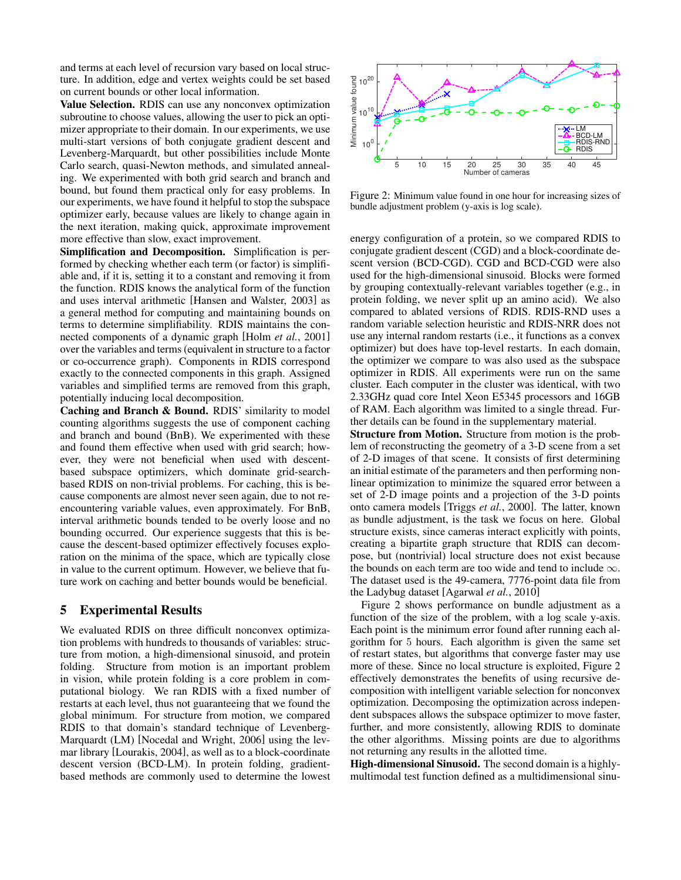and terms at each level of recursion vary based on local structure. In addition, edge and vertex weights could be set based on current bounds or other local information.

**Value Selection.** RDIS can use any nonconvex optimization subroutine to choose values, allowing the user to pick an optimizer appropriate to their domain. In our experiments, we use multi-start versions of both conjugate gradient descent and Levenberg-Marquardt, but other possibilities include Monte Carlo search, quasi-Newton methods, and simulated annealing. We experimented with both grid search and branch and bound, but found them practical only for easy problems. In our experiments, we have found it helpful to stop the subspace optimizer early, because values are likely to change again in the next iteration, making quick, approximate improvement more effective than slow, exact improvement.

**Simplification and Decomposition.** Simplification is performed by checking whether each term (or factor) is simplifiable and, if it is, setting it to a constant and removing it from the function. RDIS knows the analytical form of the function and uses interval arithmetic [Hansen and Walster, 2003] as a general method for computing and maintaining bounds on terms to determine simplifiability. RDIS maintains the connected components of a dynamic graph [Holm *et al.*, 2001] over the variables and terms (equivalent in structure to a factor or co-occurrence graph). Components in RDIS correspond exactly to the connected components in this graph. Assigned variables and simplified terms are removed from this graph, potentially inducing local decomposition.

**Caching and Branch & Bound.** RDIS' similarity to model counting algorithms suggests the use of component caching and branch and bound (BnB). We experimented with these and found them effective when used with grid search; however, they were not beneficial when used with descent-based subspace optimizers, which dominate grid-search-based RDIS on non-trivial problems. For caching, this is because components are almost never seen again, due to not re-encountering variable values, even approximately. For BnB, interval arithmetic bounds tended to be overly loose and no bounding occurred. Our experience suggests that this is because the descent-based optimizer effectively focuses exploration on the minima of the space, which are typically close in value to the current optimum. However, we believe that future work on caching and better bounds would be beneficial.

## 5 Experimental Results

We evaluated RDIS on three difficult nonconvex optimization problems with hundreds to thousands of variables: structure from motion, a high-dimensional sinusoid, and protein folding. Structure from motion is an important problem in vision, while protein folding is a core problem in computational biology. We ran RDIS with a fixed number of restarts at each level, thus not guaranteeing that we found the global minimum. For structure from motion, we compared RDIS to that domain's standard technique of Levenberg-Marquardt (LM) [Nocedal and Wright, 2006] using the levmar library [Lourakis, 2004], as well as to a block-coordinate descent version (BCD-LM). In protein folding, gradient-based methods are commonly used to determine the lowest energy configuration of a protein, so we compared RDIS to conjugate gradient descent (CGD) and a block-coordinate descent version (BCD-CGD). CGD and BCD-CGD were also used for the high-dimensional sinusoid. Blocks were formed by grouping contextually-relevant variables together (e.g., in protein folding, we never split up an amino acid). We also compared to ablated versions of RDIS. RDIS-RND uses a random variable selection heuristic and RDIS-NRR does not use any internal random restarts (i.e., it functions as a convex optimizer) but does have top-level restarts. In each domain, the optimizer we compare to was also used as the subspace optimizer in RDIS. All experiments were run on the same cluster. Each computer in the cluster was identical, with two 2.33GHz quad core Intel Xeon E5345 processors and 16GB of RAM. Each algorithm was limited to a single thread. Further details can be found in the supplementary material.

Figure 2: Minimum value found in one hour for increasing sizes of bundle adjustment problem (y-axis is log scale).

**Structure from Motion.** Structure from motion is the problem of reconstructing the geometry of a 3-D scene from a set of 2-D images of that scene. It consists of first determining an initial estimate of the parameters and then performing nonlinear optimization to minimize the squared error between a set of 2-D image points and a projection of the 3-D points onto camera models [Triggs *et al.*, 2000]. The latter, known as bundle adjustment, is the task we focus on here. Global structure exists, since cameras interact explicitly with points, creating a bipartite graph structure that RDIS can decompose, but (nontrivial) local structure does not exist because the bounds on each term are too wide and tend to include $\infty$. The dataset used is the 49-camera, 7776-point data file from the Ladybug dataset [Agarwal *et al.*, 2010]

Figure 2 shows performance on bundle adjustment as a function of the size of the problem, with a log scale y-axis. Each point is the minimum error found after running each algorithm for 5 hours. Each algorithm is given the same set of restart states, but algorithms that converge faster may use more of these. Since no local structure is exploited, Figure 2 effectively demonstrates the benefits of using recursive decomposition with intelligent variable selection for nonconvex optimization. Decomposing the optimization across independent subspaces allows the subspace optimizer to move faster, further, and more consistently, allowing RDIS to dominate the other algorithms. Missing points are due to algorithms not returning any results in the allotted time.

**High-dimensional Sinusoid.** The second domain is a highly-multimodal test function defined as a multidimensional sinu-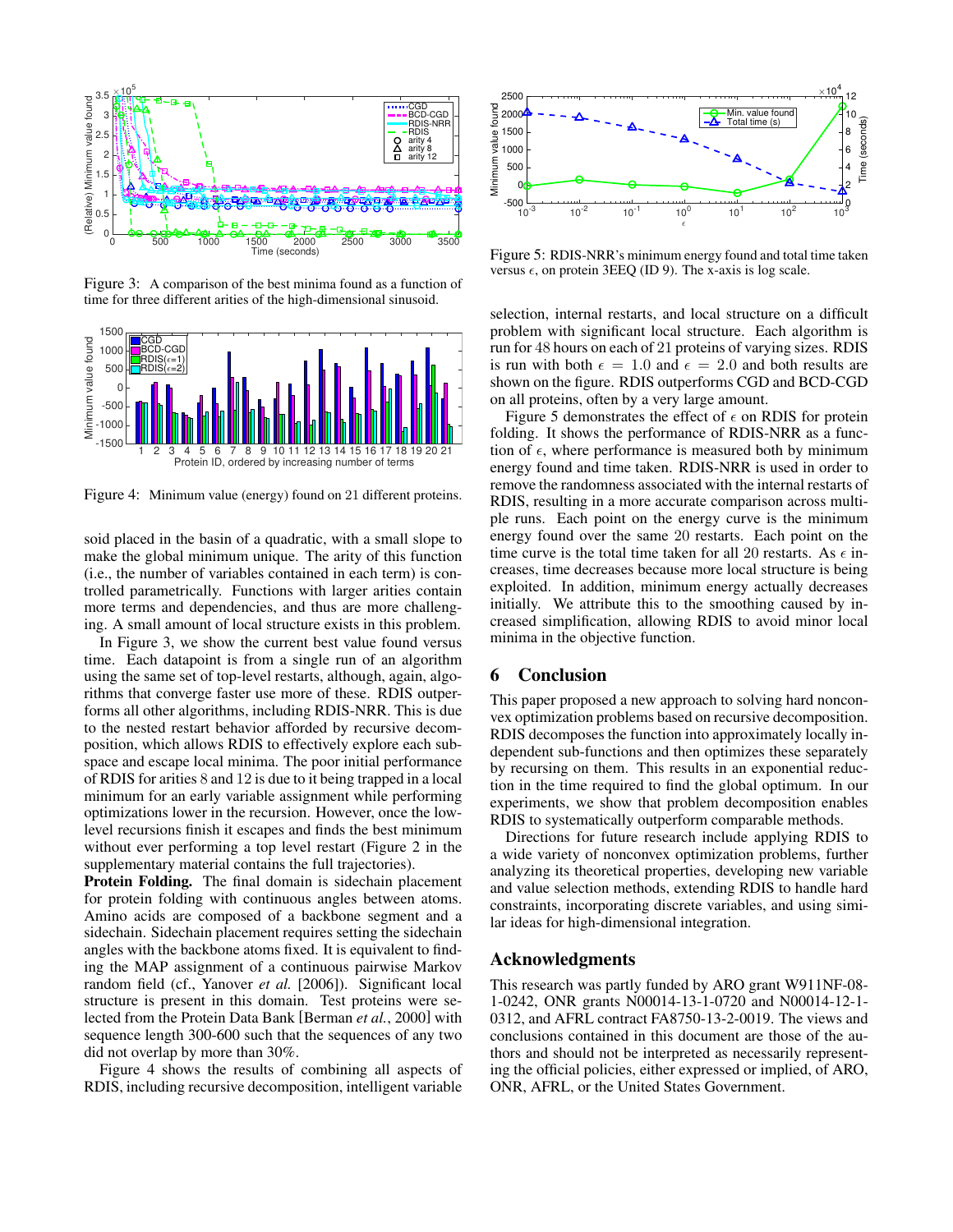Figure 3: A comparison of the best minima found as a function of time for three different arities of the high-dimensional sinusoid.

Figure 4: Minimum value (energy) found on 21 different proteins.

soid placed in the basin of a quadratic, with a small slope to make the global minimum unique. The arity of this function (i.e., the number of variables contained in each term) is controlled parametrically. Functions with larger arities contain more terms and dependencies, and thus are more challenging. A small amount of local structure exists in this problem.

In Figure 3, we show the current best value found versus time. Each datapoint is from a single run of an algorithm using the same set of top-level restarts, although, again, algorithms that converge faster use more of these. RDIS outperforms all other algorithms, including RDIS-NRR. This is due to the nested restart behavior afforded by recursive decomposition, which allows RDIS to effectively explore each subspace and escape local minima. The poor initial performance of RDIS for arities 8 and 12 is due to it being trapped in a local minimum for an early variable assignment while performing optimizations lower in the recursion. However, once the low-level recursions finish it escapes and finds the best minimum without ever performing a top level restart (Figure 2 in the supplementary material contains the full trajectories).

**Protein Folding.** The final domain is sidechain placement for protein folding with continuous angles between atoms. Amino acids are composed of a backbone segment and a sidechain. Sidechain placement requires setting the sidechain angles with the backbone atoms fixed. It is equivalent to finding the MAP assignment of a continuous pairwise Markov random field (cf., Yanover *et al.* [2006]). Significant local structure is present in this domain. Test proteins were selected from the Protein Data Bank [Berman *et al.*, 2000] with sequence length 300-600 such that the sequences of any two did not overlap by more than 30%.

Figure 4 shows the results of combining all aspects of RDIS, including recursive decomposition, intelligent variable selection, internal restarts, and local structure on a difficult problem with significant local structure. Each algorithm is run for 48 hours on each of 21 proteins of varying sizes. RDIS is run with both $\epsilon = 1.0$ and $\epsilon = 2.0$ and both results are shown on the figure. RDIS outperforms CGD and BCD-CGD on all proteins, often by a very large amount.

Figure 5: RDIS-NRR's minimum energy found and total time taken versus $\epsilon$, on protein 3EEQ (ID 9). The x-axis is log scale.

Figure 5 demonstrates the effect of $\epsilon$ on RDIS for protein folding. It shows the performance of RDIS-NRR as a function of $\epsilon$, where performance is measured both by minimum energy found and time taken. RDIS-NRR is used in order to remove the randomness associated with the internal restarts of RDIS, resulting in a more accurate comparison across multiple runs. Each point on the energy curve is the minimum energy found over the same 20 restarts. Each point on the time curve is the total time taken for all 20 restarts. As $\epsilon$ increases, time decreases because more local structure is being exploited. In addition, minimum energy actually decreases initially. We attribute this to the smoothing caused by increased simplification, allowing RDIS to avoid minor local minima in the objective function.

## 6 Conclusion

This paper proposed a new approach to solving hard nonconvex optimization problems based on recursive decomposition. RDIS decomposes the function into approximately locally independent sub-functions and then optimizes these separately by recursing on them. This results in an exponential reduction in the time required to find the global optimum. In our experiments, we show that problem decomposition enables RDIS to systematically outperform comparable methods.

Directions for future research include applying RDIS to a wide variety of nonconvex optimization problems, further analyzing its theoretical properties, developing new variable and value selection methods, extending RDIS to handle hard constraints, incorporating discrete variables, and using similar ideas for high-dimensional integration.

## Acknowledgments

This research was partly funded by ARO grant W911NF-08-1-0242, ONR grants N00014-13-1-0720 and N00014-12-1-0312, and AFRL contract FA8750-13-2-0019. The views and conclusions contained in this document are those of the authors and should not be interpreted as necessarily representing the official policies, either expressed or implied, of ARO, ONR, AFRL, or the United States Government.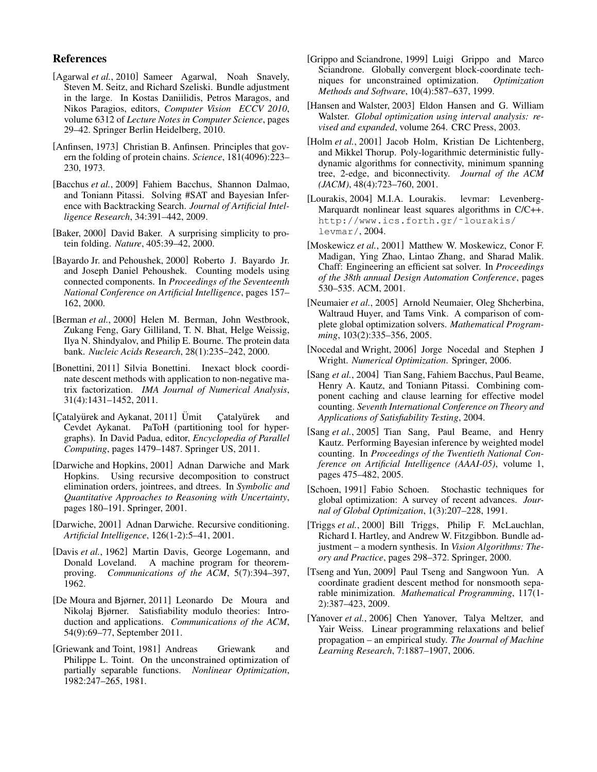## References

[Agarwal *et al.*, 2010] Sameer Agarwal, Noah Snavely, Steven M. Seitz, and Richard Szeliski. Bundle adjustment in the large. In Kostas Daniilidis, Petros Maragos, and Nikos Paragios, editors, *Computer Vision ECCV 2010*, volume 6312 of *Lecture Notes in Computer Science*, pages 29–42. Springer Berlin Heidelberg, 2010.

[Anfinsen, 1973] Christian B. Anfinsen. Principles that govern the folding of protein chains. *Science*, 181(4096):223–230, 1973.

[Bacchus *et al.*, 2009] Fahiem Bacchus, Shannon Dalmao, and Toniann Pitassi. Solving #SAT and Bayesian Inference with Backtracking Search. *Journal of Artificial Intelligence Research*, 34:391–442, 2009.

[Baker, 2000] David Baker. A surprising simplicity to protein folding. *Nature*, 405:39–42, 2000.

[Bayardo Jr. and Pehoushek, 2000] Roberto J. Bayardo Jr. and Joseph Daniel Pehoushek. Counting models using connected components. In *Proceedings of the Seventeenth National Conference on Artificial Intelligence*, pages 157–162, 2000.

[Berman *et al.*, 2000] Helen M. Berman, John Westbrook, Zukang Feng, Gary Gilliland, T. N. Bhat, Helge Weissig, Ilya N. Shindyalov, and Philip E. Bourne. The protein data bank. *Nucleic Acids Research*, 28(1):235–242, 2000.

[Bonettini, 2011] Silvia Bonettini. Inexact block coordinate descent methods with application to non-negative matrix factorization. *IMA Journal of Numerical Analysis*, 31(4):1431–1452, 2011.

[Çatalyürek and Aykanat, 2011] Ümit Çatalyürek and Cevdet Aykanat. PaToH (partitioning tool for hypergraphs). In David Padua, editor, *Encyclopedia of Parallel Computing*, pages 1479–1487. Springer US, 2011.

[Darwiche and Hopkins, 2001] Adnan Darwiche and Mark Hopkins. Using recursive decomposition to construct elimination orders, jointrees, and dtrees. In *Symbolic and Quantitative Approaches to Reasoning with Uncertainty*, pages 180–191. Springer, 2001.

[Darwiche, 2001] Adnan Darwiche. Recursive conditioning. *Artificial Intelligence*, 126(1-2):5–41, 2001.

[Davis *et al.*, 1962] Martin Davis, George Logemann, and Donald Loveland. A machine program for theorem-proving. *Communications of the ACM*, 5(7):394–397, 1962.

[De Moura and Bjørner, 2011] Leonardo De Moura and Nikolaj Bjørner. Satisfiability modulo theories: Introduction and applications. *Communications of the ACM*, 54(9):69–77, September 2011.

[Griewank and Toint, 1981] Andreas Griewank and Philippe L. Toint. On the unconstrained optimization of partially separable functions. *Nonlinear Optimization*, 1982:247–265, 1981.

[Grippo and Sciandrone, 1999] Luigi Grippo and Marco Sciandrone. Globally convergent block-coordinate techniques for unconstrained optimization. *Optimization Methods and Software*, 10(4):587–637, 1999.

[Hansen and Walster, 2003] Eldon Hansen and G. William Walster. *Global optimization using interval analysis: revised and expanded*, volume 264. CRC Press, 2003.

[Holm *et al.*, 2001] Jacob Holm, Kristian De Lichtenberg, and Mikkel Thorup. Poly-logarithmic deterministic fully-dynamic algorithms for connectivity, minimum spanning tree, 2-edge, and biconnectivity. *Journal of the ACM (JACM)*, 48(4):723–760, 2001.

[Lourakis, 2004] M.I.A. Lourakis. levmar: Levenberg-Marquardt nonlinear least squares algorithms in C/C++. http://www.ics.forth.gr/~lourakis/levmar/, 2004.

[Moskewicz *et al.*, 2001] Matthew W. Moskewicz, Conor F. Madigan, Ying Zhao, Lintao Zhang, and Sharad Malik. Chaff: Engineering an efficient sat solver. In *Proceedings of the 38th annual Design Automation Conference*, pages 530–535. ACM, 2001.

[Neumaier *et al.*, 2005] Arnold Neumaier, Oleg Shcherbina, Waltraud Huyer, and Tams Vink. A comparison of complete global optimization solvers. *Mathematical Programming*, 103(2):335–356, 2005.

[Nocedal and Wright, 2006] Jorge Nocedal and Stephen J Wright. *Numerical Optimization*. Springer, 2006.

[Sang *et al.*, 2004] Tian Sang, Fahiem Bacchus, Paul Beame, Henry A. Kautz, and Toniann Pitassi. Combining component caching and clause learning for effective model counting. *Seventh International Conference on Theory and Applications of Satisfiability Testing*, 2004.

[Sang *et al.*, 2005] Tian Sang, Paul Beame, and Henry Kautz. Performing Bayesian inference by weighted model counting. In *Proceedings of the Twentieth National Conference on Artificial Intelligence (AAAI-05)*, volume 1, pages 475–482, 2005.

[Schoen, 1991] Fabio Schoen. Stochastic techniques for global optimization: A survey of recent advances. *Journal of Global Optimization*, 1(3):207–228, 1991.

[Triggs *et al.*, 2000] Bill Triggs, Philip F. McLauchlan, Richard I. Hartley, and Andrew W. Fitzgibbon. Bundle adjustment – a modern synthesis. In *Vision Algorithms: Theory and Practice*, pages 298–372. Springer, 2000.

[Tseng and Yun, 2009] Paul Tseng and Sangwoon Yun. A coordinate gradient descent method for nonsmooth separable minimization. *Mathematical Programming*, 117(1-2):387–423, 2009.

[Yanover *et al.*, 2006] Chen Yanover, Talya Meltzer, and Yair Weiss. Linear programming relaxations and belief propagation – an empirical study. *The Journal of Machine Learning Research*, 7:1887–1907, 2006.